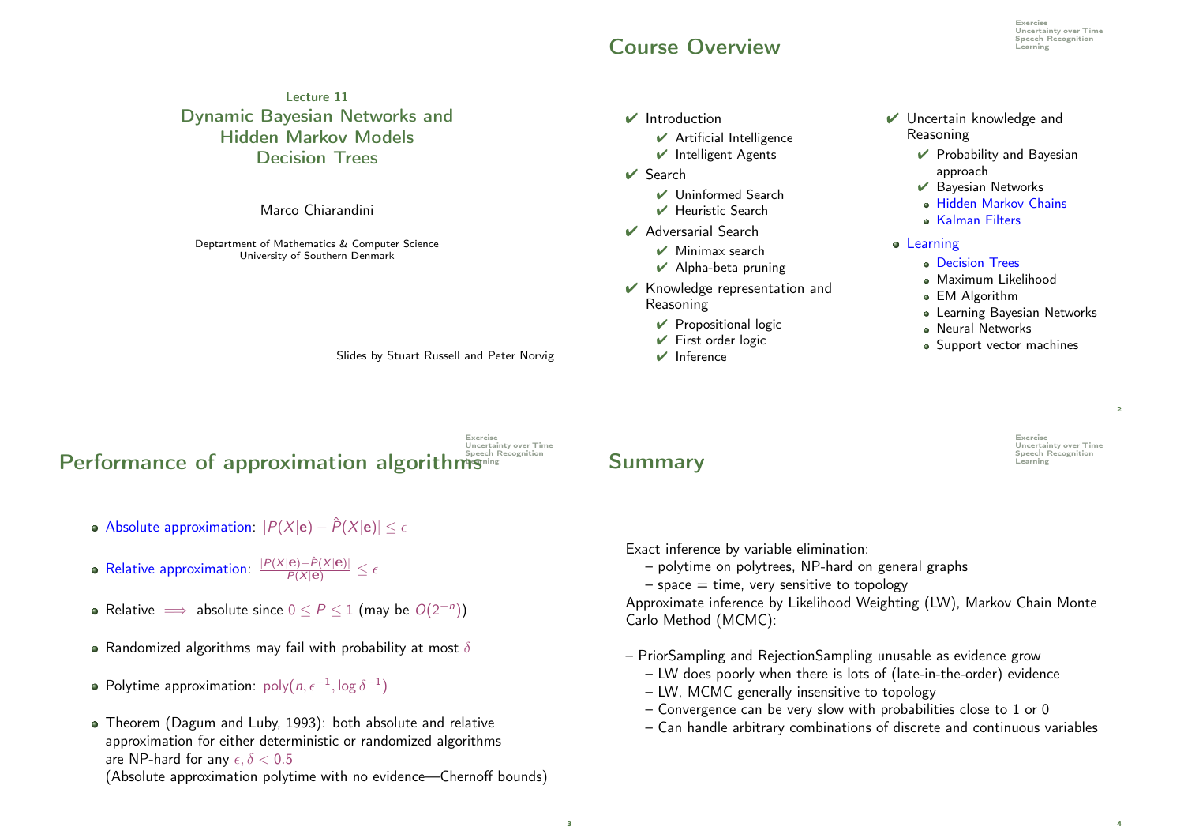Lecture 11

# Dynamic Bayesian Networks and Hidden Markov Models Decision Trees

Marco Chiarandini

Deptartment of Mathematics & Computer Science
University of Southern Denmark

Slides by Stuart Russell and Peter Norvig

## Course Overview

- ✔ Introduction
  - ✔ Artificial Intelligence
  - ✔ Intelligent Agents
- ✔ Search
  - ✔ Uninformed Search
  - ✔ Heuristic Search
- ✔ Adversarial Search
  - ✔ Minimax search
  - ✔ Alpha-beta pruning
- ✔ Knowledge representation and Reasoning
  - ✔ Propositional logic
  - ✔ First order logic
  - ✔ Inference
- ✔ Uncertain knowledge and Reasoning
  - ✔ Probability and Bayesian approach
  - ✔ Bayesian Networks
  - Hidden Markov Chains
  - Kalman Filters
- Learning
  - Decision Trees
  - Maximum Likelihood
  - EM Algorithm
  - Learning Bayesian Networks
  - Neural Networks
  - Support vector machines

## Performance of approximation algorithms

- Absolute approximation: $|P(X|\mathbf{e}) - \hat{P}(X|\mathbf{e})| \leq \epsilon$
- Relative approximation: $\frac{|P(X|\mathbf{e}) - \hat{P}(X|\mathbf{e})|}{P(X|\mathbf{e})} \leq \epsilon$
- Relative $\implies$ absolute since $0 \leq P \leq 1$ (may be $O(2^{-n})$)
- Randomized algorithms may fail with probability at most $\delta$
- Polytime approximation: $\text{poly}(n, \epsilon^{-1}, \log \delta^{-1})$
- Theorem (Dagum and Luby, 1993): both absolute and relative approximation for either deterministic or randomized algorithms are NP-hard for any $\epsilon, \delta < 0.5$
  (Absolute approximation polytime with no evidence—Chernoff bounds)

## Summary

Exact inference by variable elimination:
- polytime on polytrees, NP-hard on general graphs
- space = time, very sensitive to topology

Approximate inference by Likelihood Weighting (LW), Markov Chain Monte Carlo Method (MCMC):

- PriorSampling and RejectionSampling unusable as evidence grow
  - LW does poorly when there is lots of (late-in-the-order) evidence
  - LW, MCMC generally insensitive to topology
  - Convergence can be very slow with probabilities close to 1 or 0
  - Can handle arbitrary combinations of discrete and continuous variables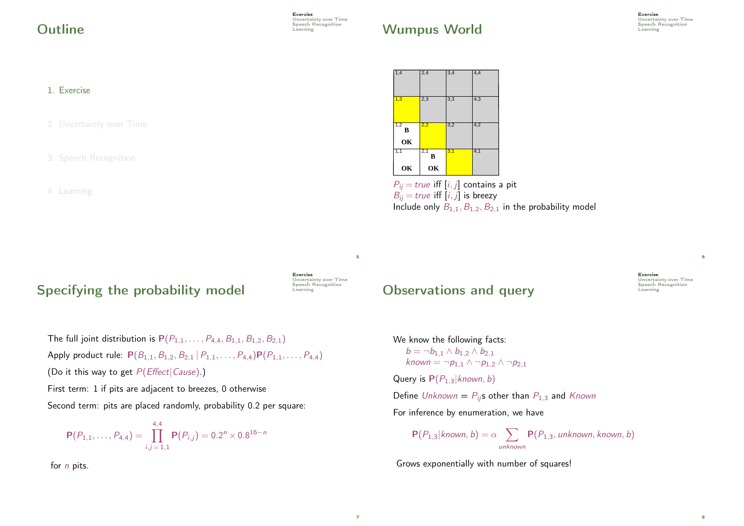# Outline

1. Exercise
2. Uncertainty over Time
3. Speech Recognition
4. Learning

# Wumpus World

| 1,4 | 2,4 | 3,4 | 4,4 |
|---|---|---|---|
| 1,3 | 2,3 | 3,3 | 4,3 |
| 1,2 B OK | 2,2 | 3,2 | 4,2 |
| 1,1 OK | 2,1 B OK | 3,1 | 4,1 |

$P_{ij} = true$ iff $[i,j]$ contains a pit
$B_{ij} = true$ iff $[i,j]$ is breezy
Include only $B_{1,1}, B_{1,2}, B_{2,1}$ in the probability model

# Specifying the probability model

The full joint distribution is $\mathbf{P}(P_{1,1}, \ldots, P_{4,4}, B_{1,1}, B_{1,2}, B_{2,1})$

Apply product rule: $\mathbf{P}(B_{1,1}, B_{1,2}, B_{2,1} \mid P_{1,1}, \ldots, P_{4,4})\mathbf{P}(P_{1,1}, \ldots, P_{4,4})$

(Do it this way to get $P(Effect|Cause)$.)

First term: 1 if pits are adjacent to breezes, 0 otherwise

Second term: pits are placed randomly, probability 0.2 per square:

$$\mathbf{P}(P_{1,1}, \ldots, P_{4,4}) = \prod_{i,j=1,1}^{4,4} \mathbf{P}(P_{i,j}) = 0.2^n \times 0.8^{16-n}$$

for $n$ pits.

# Observations and query

We know the following facts:
$b = \neg b_{1,1} \wedge b_{1,2} \wedge b_{2,1}$
$known = \neg p_{1,1} \wedge \neg p_{1,2} \wedge \neg p_{2,1}$

Query is $\mathbf{P}(P_{1,3}|known, b)$

Define $Unknown$ = $P_{ij}$s other than $P_{1,3}$ and $Known$

For inference by enumeration, we have

$$\mathbf{P}(P_{1,3}|known, b) = \alpha \sum_{unknown} \mathbf{P}(P_{1,3}, unknown, known, b)$$

Grows exponentially with number of squares!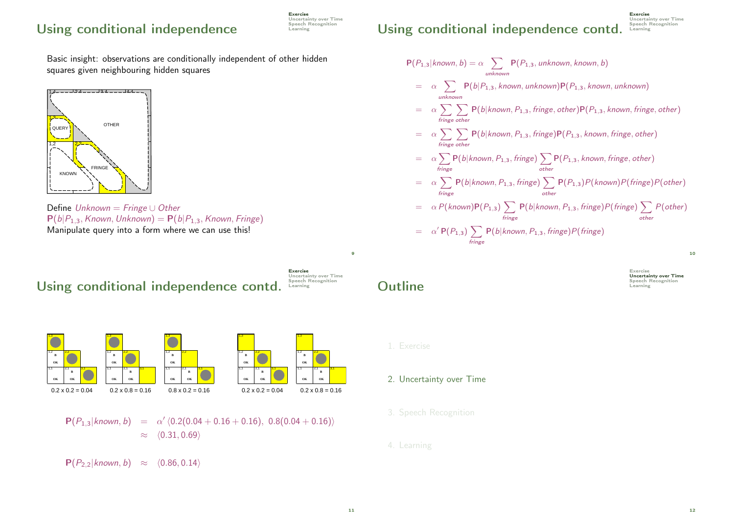## Using conditional independence

Basic insight: observations are conditionally independent of other hidden squares given neighbouring hidden squares

Define $Unknown = Fringe \cup Other$

$\mathbf{P}(b|P_{1,3}, Known, Unknown) = \mathbf{P}(b|P_{1,3}, Known, Fringe)$

Manipulate query into a form where we can use this!

## Using conditional independence contd.

$$
\begin{aligned}
\mathbf{P}(P_{1,3}|known, b) &= \alpha \sum_{unknown} \mathbf{P}(P_{1,3}, unknown, known, b) \\
&= \alpha \sum_{unknown} \mathbf{P}(b|P_{1,3}, known, unknown)\mathbf{P}(P_{1,3}, known, unknown) \\
&= \alpha \sum_{fringe} \sum_{other} \mathbf{P}(b|known, P_{1,3}, fringe, other)\mathbf{P}(P_{1,3}, known, fringe, other) \\
&= \alpha \sum_{fringe} \sum_{other} \mathbf{P}(b|known, P_{1,3}, fringe)\mathbf{P}(P_{1,3}, known, fringe, other) \\
&= \alpha \sum_{fringe} \mathbf{P}(b|known, P_{1,3}, fringe) \sum_{other} \mathbf{P}(P_{1,3}, known, fringe, other) \\
&= \alpha \sum_{fringe} \mathbf{P}(b|known, P_{1,3}, fringe) \sum_{other} \mathbf{P}(P_{1,3})P(known)P(fringe)P(other) \\
&= \alpha\, P(known)\mathbf{P}(P_{1,3}) \sum_{fringe} \mathbf{P}(b|known, P_{1,3}, fringe)P(fringe) \sum_{other} P(other) \\
&= \alpha'\, \mathbf{P}(P_{1,3}) \sum_{fringe} \mathbf{P}(b|known, P_{1,3}, fringe)P(fringe)
\end{aligned}
$$

## Using conditional independence contd.

$0.2 \times 0.2 = 0.04$ $\quad$ $0.2 \times 0.8 = 0.16$ $\quad$ $0.8 \times 0.2 = 0.16$ $\quad$ $0.2 \times 0.2 = 0.04$ $\quad$ $0.2 \times 0.8 = 0.16$

$$
\begin{aligned}
\mathbf{P}(P_{1,3}|known, b) &= \alpha' \langle 0.2(0.04 + 0.16 + 0.16),\ 0.8(0.04 + 0.16) \rangle \\
&\approx \langle 0.31, 0.69 \rangle
\end{aligned}
$$

$$
\mathbf{P}(P_{2,2}|known, b) \approx \langle 0.86, 0.14 \rangle
$$

## Outline

1. Exercise
2. Uncertainty over Time
3. Speech Recognition
4. Learning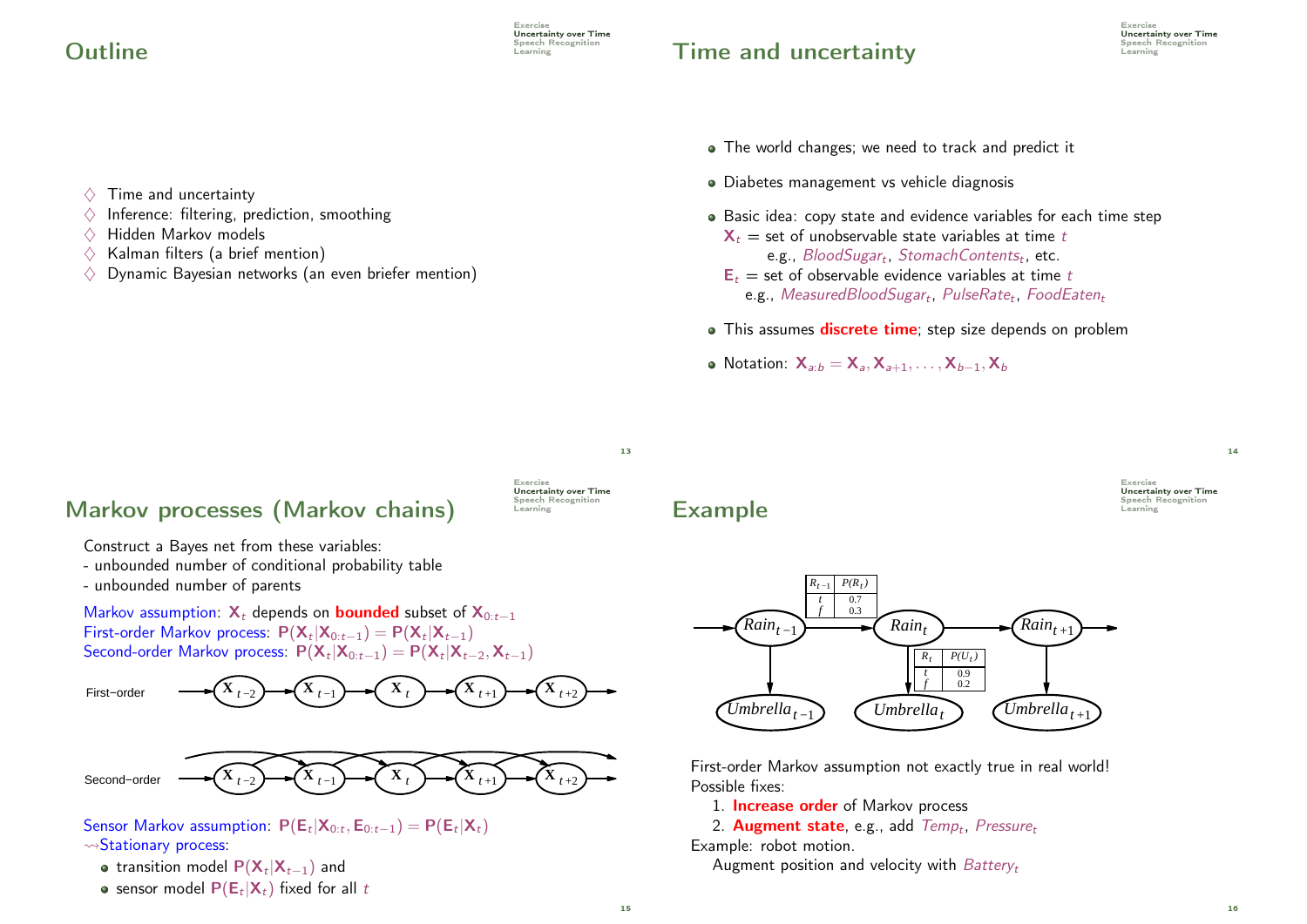## Outline

♢ Time and uncertainty
♢ Inference: filtering, prediction, smoothing
♢ Hidden Markov models
♢ Kalman filters (a brief mention)
♢ Dynamic Bayesian networks (an even briefer mention)

## Time and uncertainty

- The world changes; we need to track and predict it
- Diabetes management vs vehicle diagnosis
- Basic idea: copy state and evidence variables for each time step
  $\mathbf{X}_t$ = set of unobservable state variables at time $t$
  e.g., $BloodSugar_t$, $StomachContents_t$, etc.
  $\mathbf{E}_t$ = set of observable evidence variables at time $t$
  e.g., $MeasuredBloodSugar_t$, $PulseRate_t$, $FoodEaten_t$
- This assumes **discrete time**; step size depends on problem
- Notation: $\mathbf{X}_{a:b} = \mathbf{X}_a, \mathbf{X}_{a+1}, \ldots, \mathbf{X}_{b-1}, \mathbf{X}_b$

## Markov processes (Markov chains)

Construct a Bayes net from these variables:
- unbounded number of conditional probability table
- unbounded number of parents

Markov assumption: $\mathbf{X}_t$ depends on **bounded** subset of $\mathbf{X}_{0:t-1}$
First-order Markov process: $\mathbf{P}(\mathbf{X}_t|\mathbf{X}_{0:t-1}) = \mathbf{P}(\mathbf{X}_t|\mathbf{X}_{t-1})$
Second-order Markov process: $\mathbf{P}(\mathbf{X}_t|\mathbf{X}_{0:t-1}) = \mathbf{P}(\mathbf{X}_t|\mathbf{X}_{t-2}, \mathbf{X}_{t-1})$

First–order: $\mathbf{X}_{t-2} \rightarrow \mathbf{X}_{t-1} \rightarrow \mathbf{X}_t \rightarrow \mathbf{X}_{t+1} \rightarrow \mathbf{X}_{t+2}$

Second–order: $\mathbf{X}_{t-2}$, $\mathbf{X}_{t-1}$, $\mathbf{X}_t$, $\mathbf{X}_{t+1}$, $\mathbf{X}_{t+2}$

Sensor Markov assumption: $\mathbf{P}(\mathbf{E}_t|\mathbf{X}_{0:t}, \mathbf{E}_{0:t-1}) = \mathbf{P}(\mathbf{E}_t|\mathbf{X}_t)$
⇝Stationary process:
- transition model $\mathbf{P}(\mathbf{X}_t|\mathbf{X}_{t-1})$ and
- sensor model $\mathbf{P}(\mathbf{E}_t|\mathbf{X}_t)$ fixed for all $t$

## Example

$Rain_{t-1} \rightarrow Rain_t \rightarrow Rain_{t+1}$; $Umbrella_{t-1}$, $Umbrella_t$, $Umbrella_{t+1}$

| $R_{t-1}$ | $P(R_t)$ |
|---|---|
| $t$ | 0.7 |
| $f$ | 0.3 |

| $R_t$ | $P(U_t)$ |
|---|---|
| $t$ | 0.9 |
| $f$ | 0.2 |

First-order Markov assumption not exactly true in real world!
Possible fixes:
1. **Increase order** of Markov process
2. **Augment state**, e.g., add $Temp_t$, $Pressure_t$

Example: robot motion.
Augment position and velocity with $Battery_t$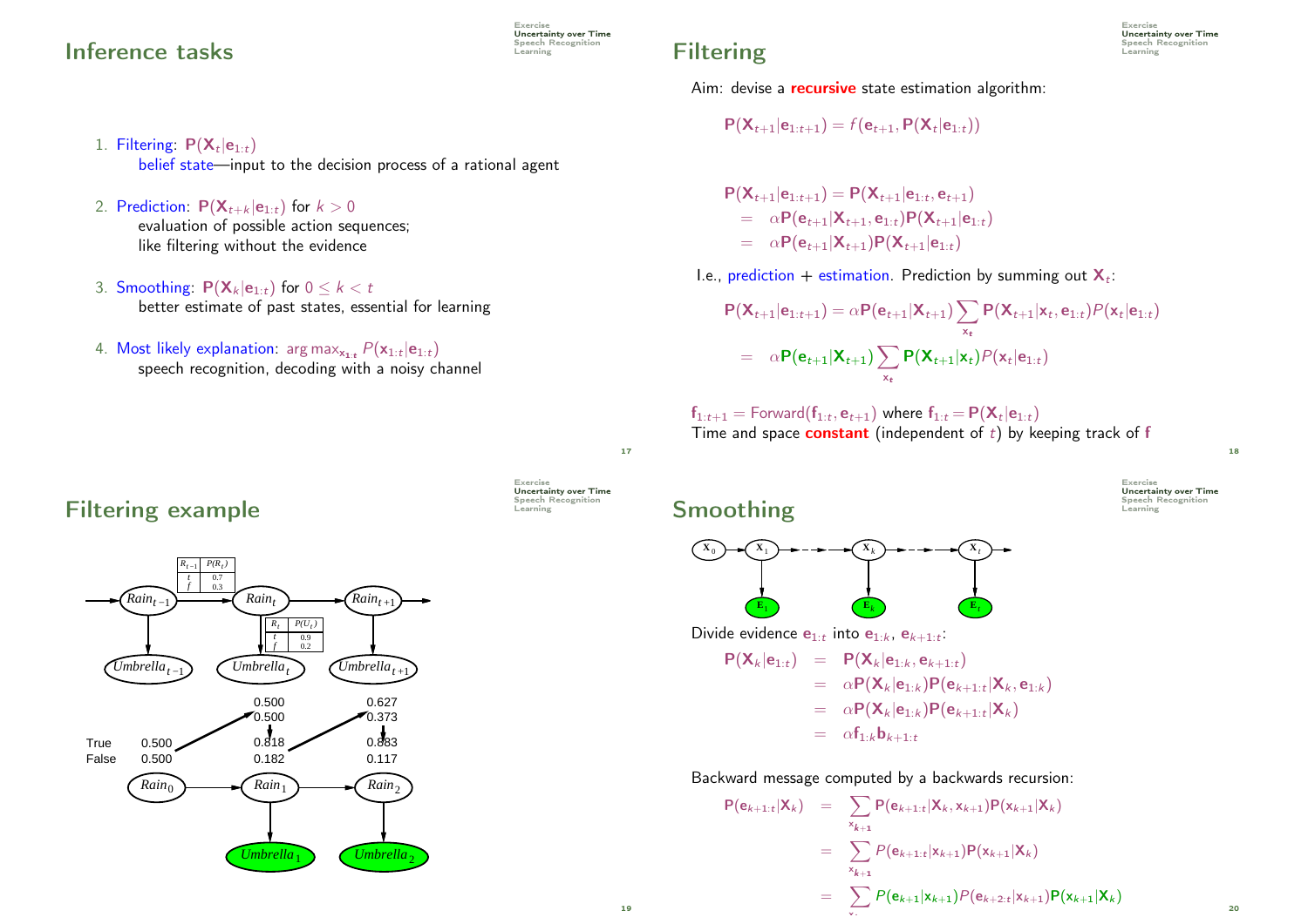## Inference tasks

1. Filtering: $\mathbf{P}(\mathbf{X}_t|\mathbf{e}_{1:t})$
   belief state—input to the decision process of a rational agent

2. Prediction: $\mathbf{P}(\mathbf{X}_{t+k}|\mathbf{e}_{1:t})$ for $k > 0$
   evaluation of possible action sequences;
   like filtering without the evidence

3. Smoothing: $\mathbf{P}(\mathbf{X}_k|\mathbf{e}_{1:t})$ for $0 \leq k < t$
   better estimate of past states, essential for learning

4. Most likely explanation: $\arg\max_{\mathbf{x}_{1:t}} P(\mathbf{x}_{1:t}|\mathbf{e}_{1:t})$
   speech recognition, decoding with a noisy channel

## Filtering

Aim: devise a **recursive** state estimation algorithm:

$$\mathbf{P}(\mathbf{X}_{t+1}|\mathbf{e}_{1:t+1}) = f(\mathbf{e}_{t+1}, \mathbf{P}(\mathbf{X}_t|\mathbf{e}_{1:t}))$$

$$\begin{aligned}
\mathbf{P}(\mathbf{X}_{t+1}|\mathbf{e}_{1:t+1}) &= \mathbf{P}(\mathbf{X}_{t+1}|\mathbf{e}_{1:t}, \mathbf{e}_{t+1}) \\
&= \alpha \mathbf{P}(\mathbf{e}_{t+1}|\mathbf{X}_{t+1}, \mathbf{e}_{1:t})\mathbf{P}(\mathbf{X}_{t+1}|\mathbf{e}_{1:t}) \\
&= \alpha \mathbf{P}(\mathbf{e}_{t+1}|\mathbf{X}_{t+1})\mathbf{P}(\mathbf{X}_{t+1}|\mathbf{e}_{1:t})
\end{aligned}$$

I.e., prediction + estimation. Prediction by summing out $\mathbf{X}_t$:

$$\begin{aligned}
\mathbf{P}(\mathbf{X}_{t+1}|\mathbf{e}_{1:t+1}) &= \alpha \mathbf{P}(\mathbf{e}_{t+1}|\mathbf{X}_{t+1}) \sum_{\mathbf{x}_t} \mathbf{P}(\mathbf{X}_{t+1}|\mathbf{x}_t, \mathbf{e}_{1:t}) P(\mathbf{x}_t|\mathbf{e}_{1:t}) \\
&= \alpha \mathbf{P}(\mathbf{e}_{t+1}|\mathbf{X}_{t+1}) \sum_{\mathbf{x}_t} \mathbf{P}(\mathbf{X}_{t+1}|\mathbf{x}_t) P(\mathbf{x}_t|\mathbf{e}_{1:t})
\end{aligned}$$

$\mathbf{f}_{1:t+1} = \text{Forward}(\mathbf{f}_{1:t}, \mathbf{e}_{t+1})$ where $\mathbf{f}_{1:t} = \mathbf{P}(\mathbf{X}_t|\mathbf{e}_{1:t})$
Time and space **constant** (independent of $t$) by keeping track of $\mathbf{f}$

## Filtering example

| $R_{t-1}$ | $P(R_t)$ |
| --- | --- |
| $t$ | 0.7 |
| $f$ | 0.3 |

| $R_t$ | $P(U_t)$ |
| --- | --- |
| $t$ | 0.9 |
| $f$ | 0.2 |

| | $Rain_0$ | $Rain_1$ (predicted) | $Rain_1$ | $Rain_2$ (predicted) | $Rain_2$ |
| --- | --- | --- | --- | --- | --- |
| True | 0.500 | 0.500 | 0.818 | 0.627 | 0.883 |
| False | 0.500 | 0.500 | 0.182 | 0.373 | 0.117 |

## Smoothing

Divide evidence $\mathbf{e}_{1:t}$ into $\mathbf{e}_{1:k}$, $\mathbf{e}_{k+1:t}$:

$$\begin{aligned}
\mathbf{P}(\mathbf{X}_k|\mathbf{e}_{1:t}) &= \mathbf{P}(\mathbf{X}_k|\mathbf{e}_{1:k}, \mathbf{e}_{k+1:t}) \\
&= \alpha \mathbf{P}(\mathbf{X}_k|\mathbf{e}_{1:k})\mathbf{P}(\mathbf{e}_{k+1:t}|\mathbf{X}_k, \mathbf{e}_{1:k}) \\
&= \alpha \mathbf{P}(\mathbf{X}_k|\mathbf{e}_{1:k})\mathbf{P}(\mathbf{e}_{k+1:t}|\mathbf{X}_k) \\
&= \alpha \mathbf{f}_{1:k}\mathbf{b}_{k+1:t}
\end{aligned}$$

Backward message computed by a backwards recursion:

$$\begin{aligned}
\mathbf{P}(\mathbf{e}_{k+1:t}|\mathbf{X}_k) &= \sum_{\mathbf{x}_{k+1}} \mathbf{P}(\mathbf{e}_{k+1:t}|\mathbf{X}_k, \mathbf{x}_{k+1})\mathbf{P}(\mathbf{x}_{k+1}|\mathbf{X}_k) \\
&= \sum_{\mathbf{x}_{k+1}} P(\mathbf{e}_{k+1:t}|\mathbf{x}_{k+1})\mathbf{P}(\mathbf{x}_{k+1}|\mathbf{X}_k) \\
&= \sum_{\mathbf{x}_{k+1}} P(\mathbf{e}_{k+1}|\mathbf{x}_{k+1})P(\mathbf{e}_{k+2:t}|\mathbf{x}_{k+1})\mathbf{P}(\mathbf{x}_{k+1}|\mathbf{X}_k)
\end{aligned}$$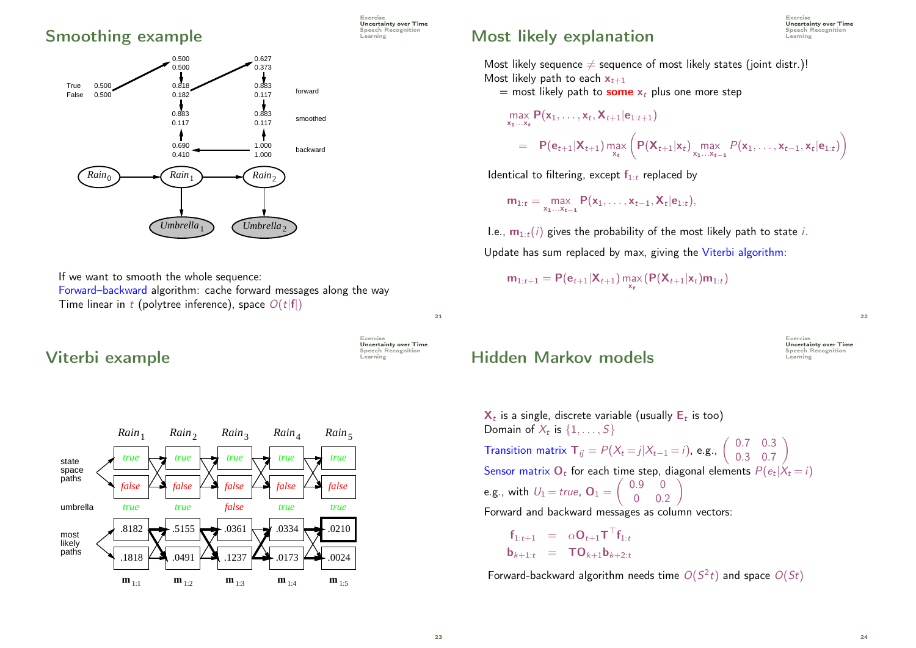## Smoothing example

| | | $Rain_1$ | $Rain_2$ | |
|---|---|---|---|---|
| | | 0.500 / 0.500 | 0.627 / 0.373 | |
| True / False | 0.500 / 0.500 | 0.818 / 0.182 | 0.883 / 0.117 | forward |
| | | 0.883 / 0.117 | 0.883 / 0.117 | smoothed |
| | | 0.690 / 0.410 | 1.000 / 1.000 | backward |

$Rain_0 \rightarrow Rain_1 \rightarrow Rain_2$; $Rain_1 \rightarrow Umbrella_1$; $Rain_2 \rightarrow Umbrella_2$

If we want to smooth the whole sequence:
Forward–backward algorithm: cache forward messages along the way
Time linear in $t$ (polytree inference), space $O(t|\mathbf{f}|)$

## Most likely explanation

Most likely sequence $\neq$ sequence of most likely states (joint distr.)!
Most likely path to each $\mathbf{x}_{t+1}$
= most likely path to **some** $\mathbf{x}_t$ plus one more step

$$\max_{\mathbf{x}_1 \ldots \mathbf{x}_t} \mathbf{P}(\mathbf{x}_1, \ldots, \mathbf{x}_t, \mathbf{X}_{t+1}|\mathbf{e}_{1:t+1})$$

$$= \mathbf{P}(\mathbf{e}_{t+1}|\mathbf{X}_{t+1}) \max_{\mathbf{x}_t} \left( \mathbf{P}(\mathbf{X}_{t+1}|\mathbf{x}_t) \max_{\mathbf{x}_1 \ldots \mathbf{x}_{t-1}} P(\mathbf{x}_1, \ldots, \mathbf{x}_{t-1}, \mathbf{x}_t|\mathbf{e}_{1:t}) \right)$$

Identical to filtering, except $\mathbf{f}_{1:t}$ replaced by

$$\mathbf{m}_{1:t} = \max_{\mathbf{x}_1 \ldots \mathbf{x}_{t-1}} \mathbf{P}(\mathbf{x}_1, \ldots, \mathbf{x}_{t-1}, \mathbf{X}_t|\mathbf{e}_{1:t}),$$

I.e., $\mathbf{m}_{1:t}(i)$ gives the probability of the most likely path to state $i$.

Update has sum replaced by max, giving the Viterbi algorithm:

$$\mathbf{m}_{1:t+1} = \mathbf{P}(\mathbf{e}_{t+1}|\mathbf{X}_{t+1}) \max_{\mathbf{x}_t} (\mathbf{P}(\mathbf{X}_{t+1}|\mathbf{x}_t)\mathbf{m}_{1:t})$$

## Viterbi example

| | $Rain_1$ | $Rain_2$ | $Rain_3$ | $Rain_4$ | $Rain_5$ |
|---|---|---|---|---|---|
| state space paths | true | true | true | true | true |
| | false | false | false | false | false |
| umbrella | true | true | false | true | true |
| most likely paths | .8182 | .5155 | .0361 | .0334 | .0210 |
| | .1818 | .0491 | .1237 | .0173 | .0024 |
| | $\mathbf{m}_{1:1}$ | $\mathbf{m}_{1:2}$ | $\mathbf{m}_{1:3}$ | $\mathbf{m}_{1:4}$ | $\mathbf{m}_{1:5}$ |

## Hidden Markov models

$\mathbf{X}_t$ is a single, discrete variable (usually $\mathbf{E}_t$ is too)
Domain of $X_t$ is $\{1, \ldots, S\}$

Transition matrix $\mathbf{T}_{ij} = P(X_t = j|X_{t-1} = i)$, e.g., $\begin{pmatrix} 0.7 & 0.3 \\ 0.3 & 0.7 \end{pmatrix}$

Sensor matrix $\mathbf{O}_t$ for each time step, diagonal elements $P(e_t|X_t = i)$

e.g., with $U_1 = true$, $\mathbf{O}_1 = \begin{pmatrix} 0.9 & 0 \\ 0 & 0.2 \end{pmatrix}$

Forward and backward messages as column vectors:

$$\mathbf{f}_{1:t+1} = \alpha \mathbf{O}_{t+1} \mathbf{T}^{\top} \mathbf{f}_{1:t}$$

$$\mathbf{b}_{k+1:t} = \mathbf{T} \mathbf{O}_{k+1} \mathbf{b}_{k+2:t}$$

Forward-backward algorithm needs time $O(S^2 t)$ and space $O(St)$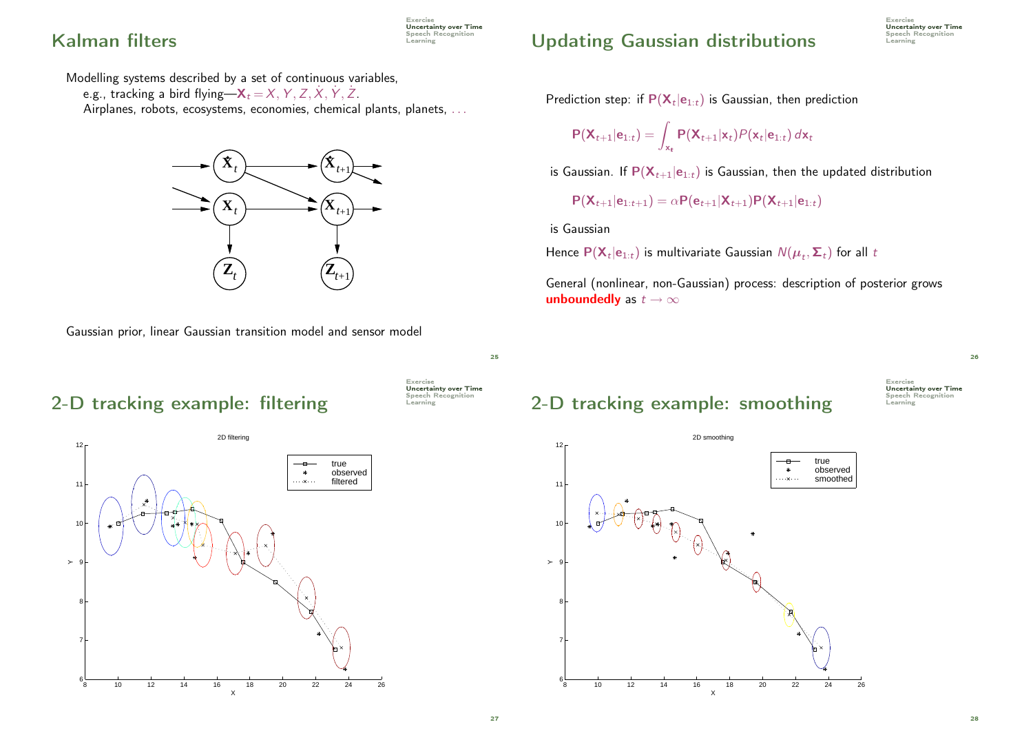## Kalman filters

Modelling systems described by a set of continuous variables,

e.g., tracking a bird flying—$\mathbf{X}_t = X, Y, Z, \dot{X}, \dot{Y}, \dot{Z}$.

Airplanes, robots, ecosystems, economies, chemical plants, planets, . . .

Gaussian prior, linear Gaussian transition model and sensor model

## Updating Gaussian distributions

Prediction step: if $\mathbf{P}(\mathbf{X}_t|\mathbf{e}_{1:t})$ is Gaussian, then prediction

$$\mathbf{P}(\mathbf{X}_{t+1}|\mathbf{e}_{1:t}) = \int_{\mathbf{x}_t} \mathbf{P}(\mathbf{X}_{t+1}|\mathbf{x}_t) P(\mathbf{x}_t|\mathbf{e}_{1:t}) \, d\mathbf{x}_t$$

is Gaussian. If $\mathbf{P}(\mathbf{X}_{t+1}|\mathbf{e}_{1:t})$ is Gaussian, then the updated distribution

$$\mathbf{P}(\mathbf{X}_{t+1}|\mathbf{e}_{1:t+1}) = \alpha \mathbf{P}(\mathbf{e}_{t+1}|\mathbf{X}_{t+1}) \mathbf{P}(\mathbf{X}_{t+1}|\mathbf{e}_{1:t})$$

is Gaussian

Hence $\mathbf{P}(\mathbf{X}_t|\mathbf{e}_{1:t})$ is multivariate Gaussian $N(\boldsymbol{\mu}_t, \boldsymbol{\Sigma}_t)$ for all $t$

General (nonlinear, non-Gaussian) process: description of posterior grows **unboundedly** as $t \to \infty$

## 2-D tracking example: filtering

## 2-D tracking example: smoothing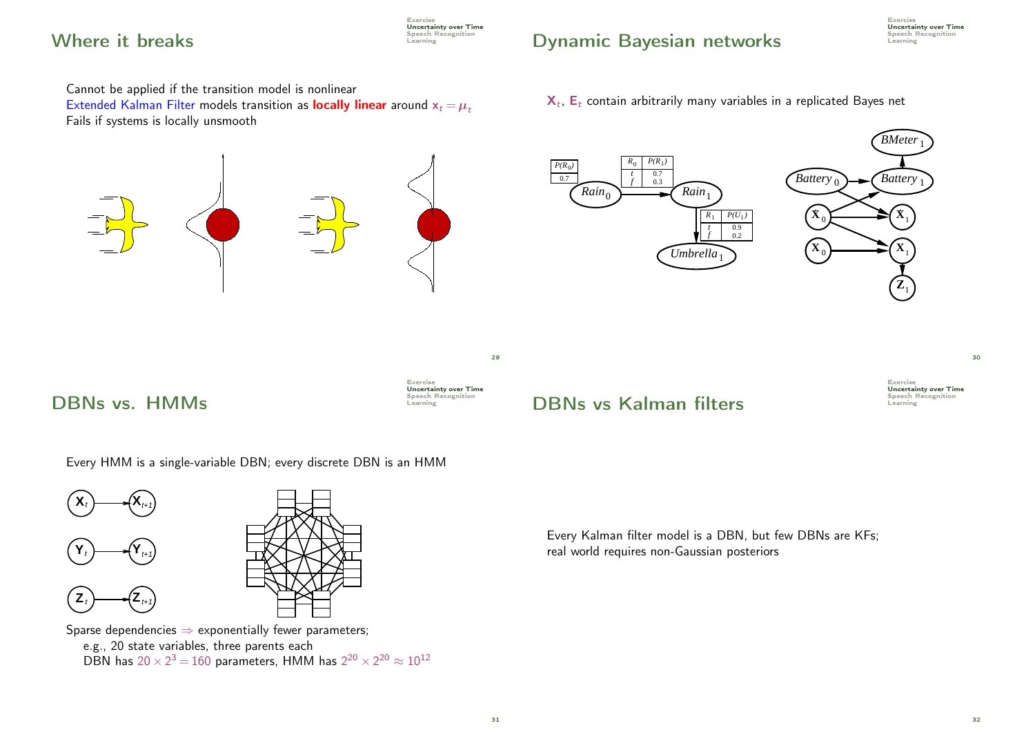## Where it breaks

Cannot be applied if the transition model is nonlinear
Extended Kalman Filter models transition as **locally linear** around $x_t = \mu_t$
Fails if systems is locally unsmooth

## Dynamic Bayesian networks

$\mathbf{X}_t$, $\mathbf{E}_t$ contain arbitrarily many variables in a replicated Bayes net

| $P(R_0)$ |
| --- |
| 0.7 |

| $R_0$ | $P(R_1)$ |
| --- | --- |
| $t$ | 0.7 |
| $f$ | 0.3 |

| $R_1$ | $P(U_1)$ |
| --- | --- |
| $t$ | 0.9 |
| $f$ | 0.2 |

## DBNs vs. HMMs

Every HMM is a single-variable DBN; every discrete DBN is an HMM

Sparse dependencies ⇒ exponentially fewer parameters;
- e.g., 20 state variables, three parents each
- DBN has $20 \times 2^3 = 160$ parameters, HMM has $2^{20} \times 2^{20} \approx 10^{12}$

## DBNs vs Kalman filters

Every Kalman filter model is a DBN, but few DBNs are KFs;
real world requires non-Gaussian posteriors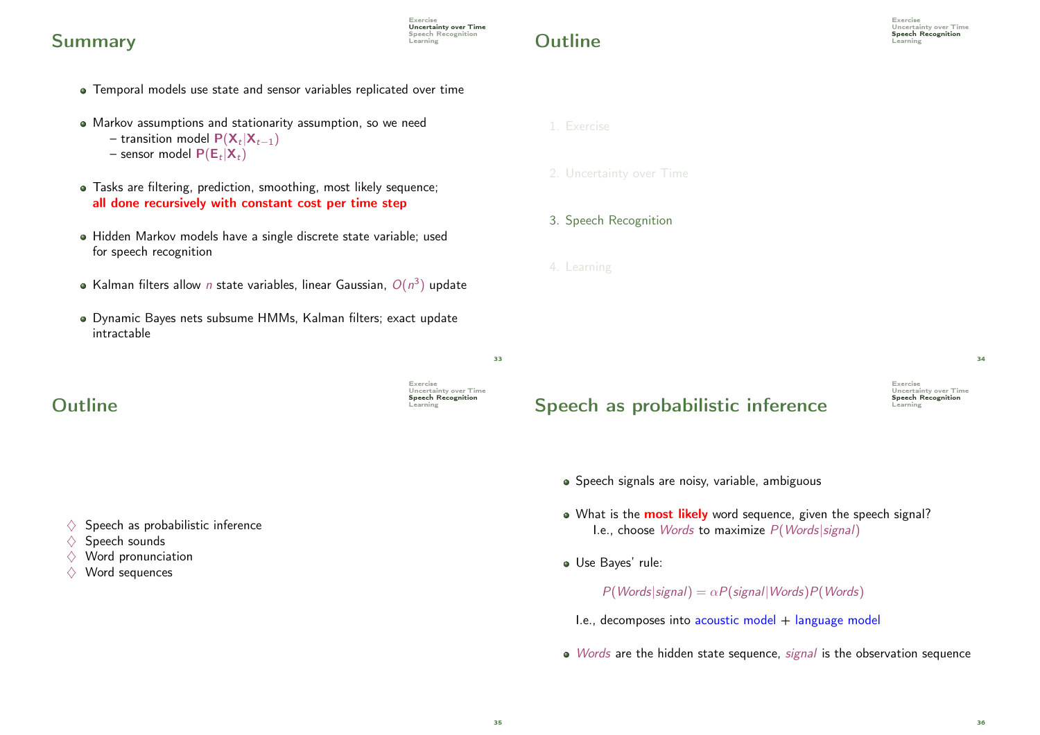## Summary

- Temporal models use state and sensor variables replicated over time
- Markov assumptions and stationarity assumption, so we need
  - transition model $\mathbf{P}(\mathbf{X}_t|\mathbf{X}_{t-1})$
  - sensor model $\mathbf{P}(\mathbf{E}_t|\mathbf{X}_t)$
- Tasks are filtering, prediction, smoothing, most likely sequence; **all done recursively with constant cost per time step**
- Hidden Markov models have a single discrete state variable; used for speech recognition
- Kalman filters allow $n$ state variables, linear Gaussian, $O(n^3)$ update
- Dynamic Bayes nets subsume HMMs, Kalman filters; exact update intractable

## Outline

1. Exercise
2. Uncertainty over Time
3. Speech Recognition
4. Learning

## Outline

- ♢ Speech as probabilistic inference
- ♢ Speech sounds
- ♢ Word pronunciation
- ♢ Word sequences

## Speech as probabilistic inference

- Speech signals are noisy, variable, ambiguous
- What is the **most likely** word sequence, given the speech signal?
  I.e., choose *Words* to maximize $P(Words|signal)$
- Use Bayes' rule:

  $$P(Words|signal) = \alpha P(signal|Words)P(Words)$$

  I.e., decomposes into acoustic model + language model
- *Words* are the hidden state sequence, *signal* is the observation sequence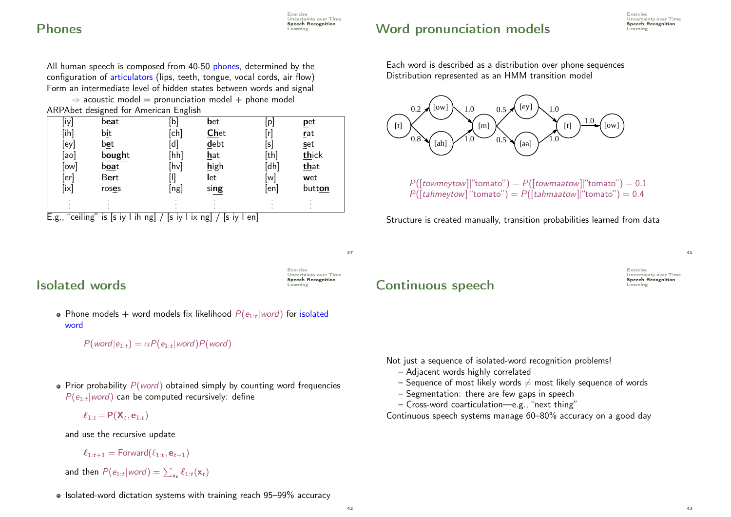## Phones

All human speech is composed from 40-50 phones, determined by the configuration of articulators (lips, teeth, tongue, vocal cords, air flow)
Form an intermediate level of hidden states between words and signal
⇒ acoustic model = pronunciation model + phone model
ARPAbet designed for American English

| | | | | | |
|---|---|---|---|---|---|
| [iy] | b**ea**t | [b] | **b**et | [p] | **p**et |
| [ih] | b**i**t | [ch] | **Ch**et | [r] | **r**at |
| [ey] | b**e**t | [d] | **d**ebt | [s] | **s**et |
| [ao] | b**ough**t | [hh] | **h**at | [th] | **th**ick |
| [ow] | b**oa**t | [hv] | **h**igh | [dh] | **th**at |
| [er] | B**er**t | [l] | **l**et | [w] | **w**et |
| [ix] | ros**e**s | [ng] | si**ng** | [en] | butt**on** |
| ⋮ | ⋮ | ⋮ | ⋮ | ⋮ | ⋮ |

E.g., "ceiling" is [s iy l ih ng] / [s iy l ix ng] / [s iy l en]

## Word pronunciation models

Each word is described as a distribution over phone sequences
Distribution represented as an HMM transition model

$P([towmeytow]|\text{"tomato"}) = P([towmaatow]|\text{"tomato"}) = 0.1$
$P([tahmeytow]|\text{"tomato"}) = P([tahmaatow]|\text{"tomato"}) = 0.4$

Structure is created manually, transition probabilities learned from data

## Isolated words

- Phone models + word models fix likelihood $P(e_{1:t}|word)$ for isolated word

  $$P(word|e_{1:t}) = \alpha P(e_{1:t}|word)P(word)$$

- Prior probability $P(word)$ obtained simply by counting word frequencies
  $P(e_{1:t}|word)$ can be computed recursively: define

  $$\boldsymbol{\ell}_{1:t} = \mathbf{P}(\mathbf{X}_t, \mathbf{e}_{1:t})$$

  and use the recursive update

  $$\boldsymbol{\ell}_{1:t+1} = \text{Forward}(\boldsymbol{\ell}_{1:t}, \mathbf{e}_{t+1})$$

  and then $P(e_{1:t}|word) = \sum_{\mathbf{x_t}} \boldsymbol{\ell}_{1:t}(\mathbf{x}_t)$

- Isolated-word dictation systems with training reach 95–99% accuracy

## Continuous speech

Not just a sequence of isolated-word recognition problems!
- Adjacent words highly correlated
- Sequence of most likely words ≠ most likely sequence of words
- Segmentation: there are few gaps in speech
- Cross-word coarticulation—e.g., "next thing"

Continuous speech systems manage 60–80% accuracy on a good day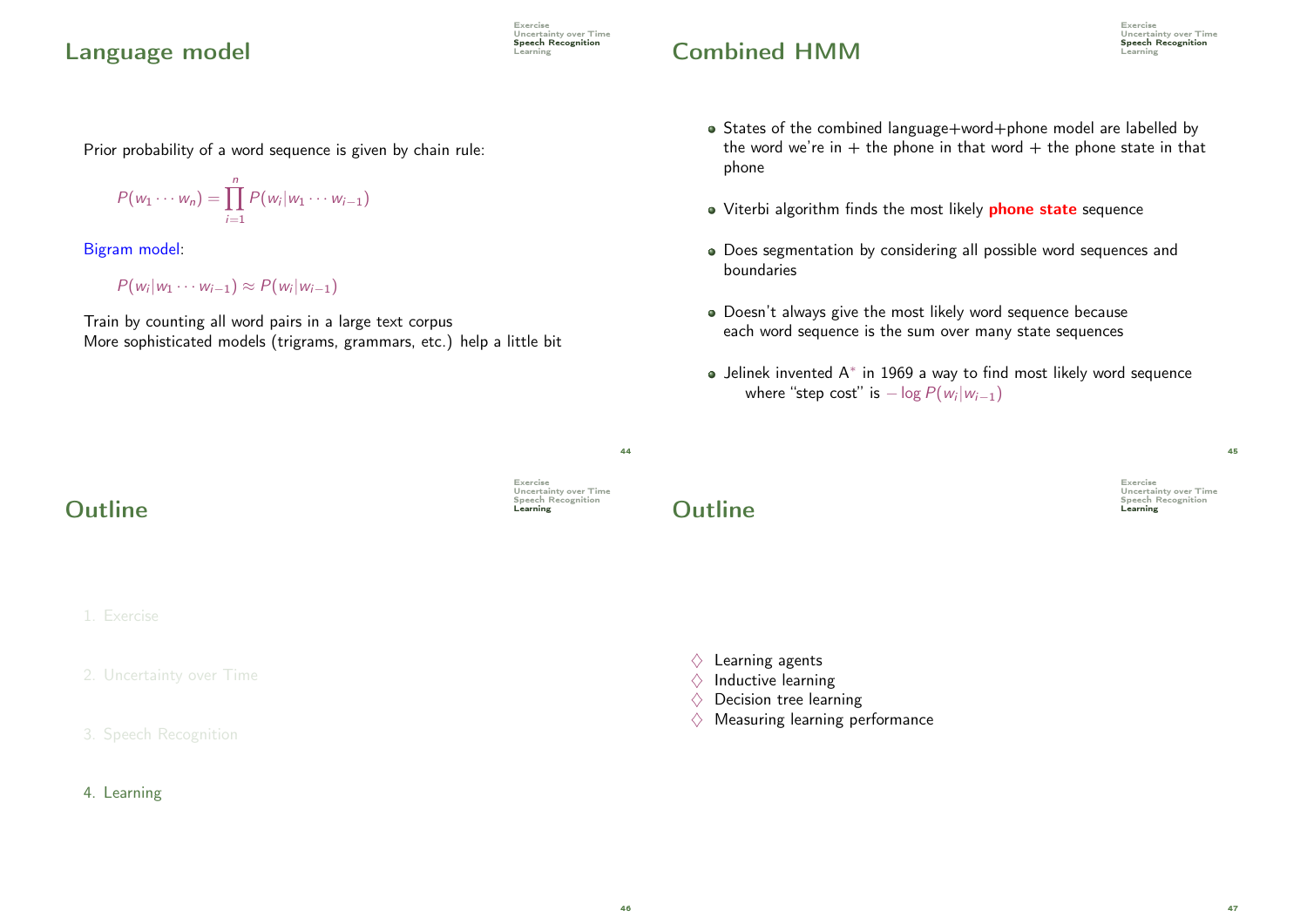## Language model

Prior probability of a word sequence is given by chain rule:

$$P(w_1 \cdots w_n) = \prod_{i=1}^{n} P(w_i | w_1 \cdots w_{i-1})$$

Bigram model:

$$P(w_i | w_1 \cdots w_{i-1}) \approx P(w_i | w_{i-1})$$

Train by counting all word pairs in a large text corpus
More sophisticated models (trigrams, grammars, etc.) help a little bit

## Combined HMM

- States of the combined language+word+phone model are labelled by the word we're in + the phone in that word + the phone state in that phone
- Viterbi algorithm finds the most likely **phone state** sequence
- Does segmentation by considering all possible word sequences and boundaries
- Doesn't always give the most likely word sequence because each word sequence is the sum over many state sequences
- Jelinek invented $A^*$ in 1969 a way to find most likely word sequence where "step cost" is $-\log P(w_i | w_{i-1})$

## Outline

1. Exercise
2. Uncertainty over Time
3. Speech Recognition
4. Learning

## Outline

♢ Learning agents
♢ Inductive learning
♢ Decision tree learning
♢ Measuring learning performance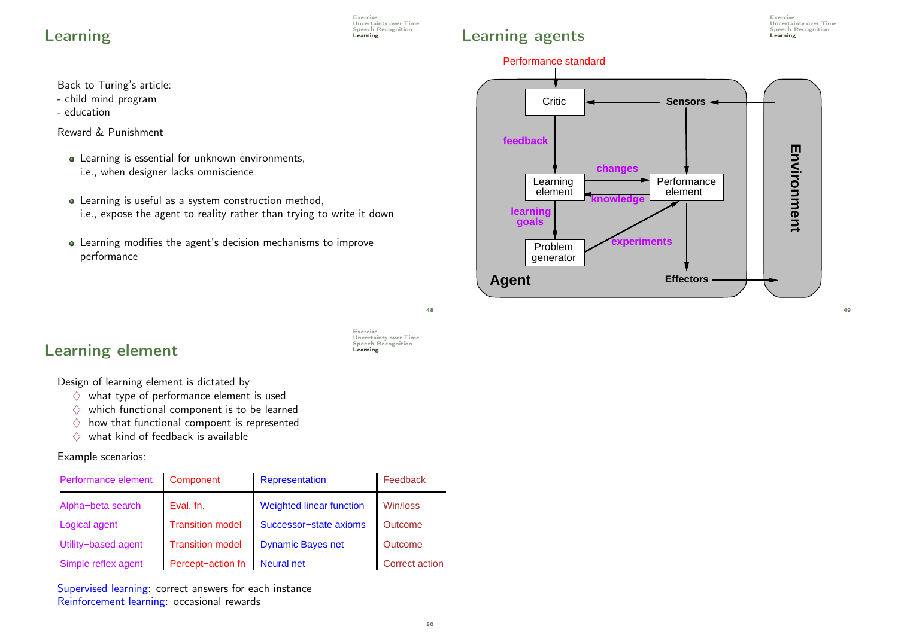## Learning

Back to Turing's article:
- child mind program
- education

Reward & Punishment

- Learning is essential for unknown environments,
  i.e., when designer lacks omniscience

- Learning is useful as a system construction method,
  i.e., expose the agent to reality rather than trying to write it down

- Learning modifies the agent's decision mechanisms to improve performance

## Learning agents

Performance standard

Critic

Sensors

feedback

changes

Learning element

Performance element

knowledge

learning goals

Problem generator

experiments

Agent

Effectors

Environment

## Learning element

Design of learning element is dictated by
- ♢ what type of performance element is used
- ♢ which functional component is to be learned
- ♢ how that functional compoent is represented
- ♢ what kind of feedback is available

Example scenarios:

| Performance element | Component | Representation | Feedback |
|---|---|---|---|
| Alpha−beta search | Eval. fn. | Weighted linear function | Win/loss |
| Logical agent | Transition model | Successor−state axioms | Outcome |
| Utility−based agent | Transition model | Dynamic Bayes net | Outcome |
| Simple reflex agent | Percept−action fn | Neural net | Correct action |

Supervised learning: correct answers for each instance
Reinforcement learning: occasional rewards